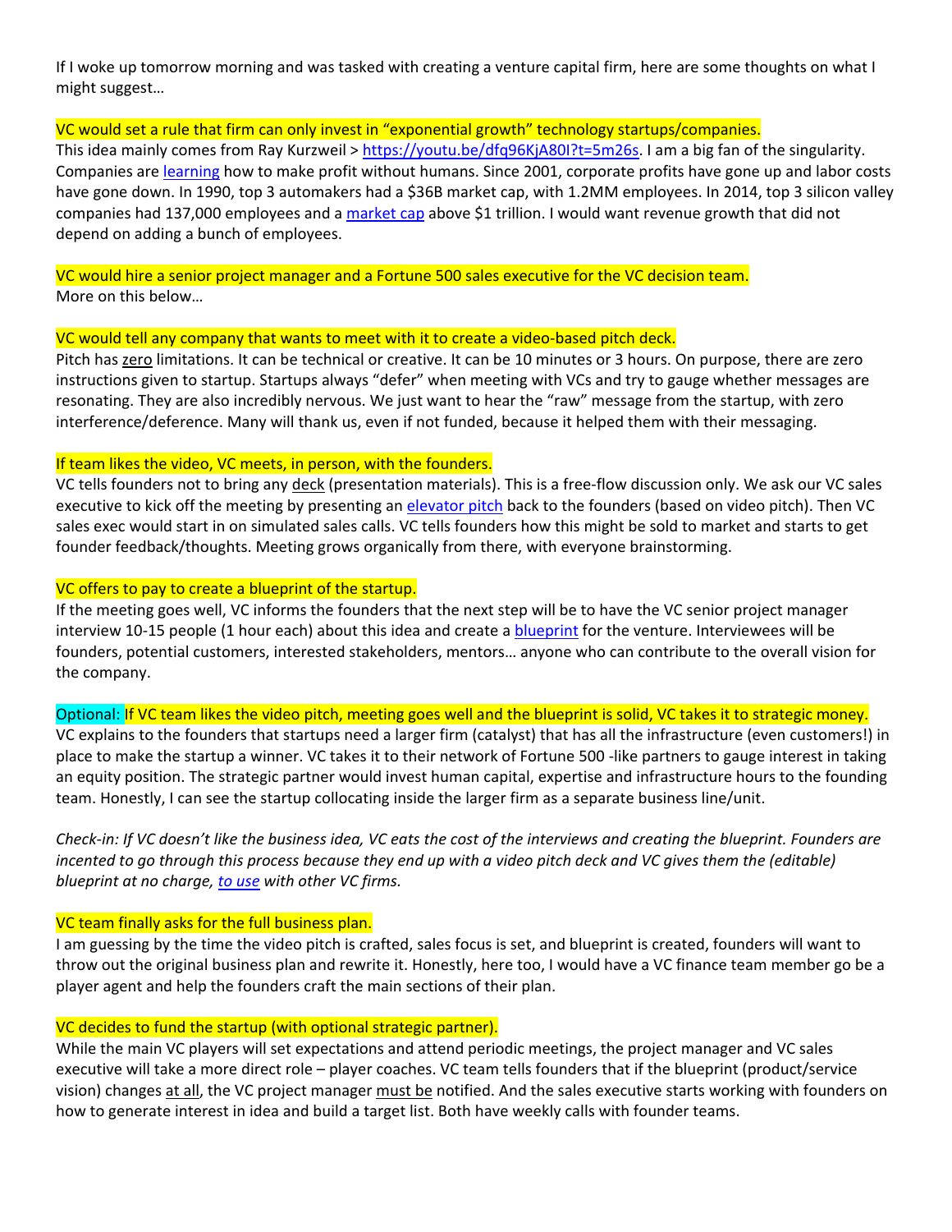If I woke up tomorrow morning and was tasked with creating a venture capital firm, here are some thoughts on what I might suggest…

**VC would set a rule that firm can only invest in “exponential growth” technology startups/companies.**

This idea mainly comes from Ray Kurzweil > [https://youtu.be/dfq96KjA80I?t=5m26s](https://youtu.be/dfq96KjA80I?t=5m26s). I am a big fan of the singularity. Companies are [learning](#) how to make profit without humans. Since 2001, corporate profits have gone up and labor costs have gone down. In 1990, top 3 automakers had a $36B market cap, with 1.2MM employees. In 2014, top 3 silicon valley companies had 137,000 employees and a [market cap](#) above $1 trillion. I would want revenue growth that did not depend on adding a bunch of employees.

**VC would hire a senior project manager and a Fortune 500 sales executive for the VC decision team.**

More on this below…

**VC would tell any company that wants to meet with it to create a video-based pitch deck.**

Pitch has zero limitations. It can be technical or creative. It can be 10 minutes or 3 hours. On purpose, there are zero instructions given to startup. Startups always “defer” when meeting with VCs and try to gauge whether messages are resonating. They are also incredibly nervous. We just want to hear the “raw” message from the startup, with zero interference/deference. Many will thank us, even if not funded, because it helped them with their messaging.

**If team likes the video, VC meets, in person, with the founders.**

VC tells founders not to bring any deck (presentation materials). This is a free-flow discussion only. We ask our VC sales executive to kick off the meeting by presenting an [elevator pitch](#) back to the founders (based on video pitch). Then VC sales exec would start in on simulated sales calls. VC tells founders how this might be sold to market and starts to get founder feedback/thoughts. Meeting grows organically from there, with everyone brainstorming.

**VC offers to pay to create a blueprint of the startup.**

If the meeting goes well, VC informs the founders that the next step will be to have the VC senior project manager interview 10-15 people (1 hour each) about this idea and create a [blueprint](#) for the venture. Interviewees will be founders, potential customers, interested stakeholders, mentors… anyone who can contribute to the overall vision for the company.

**Optional: If VC team likes the video pitch, meeting goes well and the blueprint is solid, VC takes it to strategic money.**

VC explains to the founders that startups need a larger firm (catalyst) that has all the infrastructure (even customers!) in place to make the startup a winner. VC takes it to their network of Fortune 500 -like partners to gauge interest in taking an equity position. The strategic partner would invest human capital, expertise and infrastructure hours to the founding team. Honestly, I can see the startup collocating inside the larger firm as a separate business line/unit.

*Check-in: If VC doesn’t like the business idea, VC eats the cost of the interviews and creating the blueprint. Founders are incented to go through this process because they end up with a video pitch deck and VC gives them the (editable) blueprint at no charge, [to use](#) with other VC firms.*

**VC team finally asks for the full business plan.**

I am guessing by the time the video pitch is crafted, sales focus is set, and blueprint is created, founders will want to throw out the original business plan and rewrite it. Honestly, here too, I would have a VC finance team member go be a player agent and help the founders craft the main sections of their plan.

**VC decides to fund the startup (with optional strategic partner).**

While the main VC players will set expectations and attend periodic meetings, the project manager and VC sales executive will take a more direct role – player coaches. VC team tells founders that if the blueprint (product/service vision) changes at all, the VC project manager must be notified. And the sales executive starts working with founders on how to generate interest in idea and build a target list. Both have weekly calls with founder teams.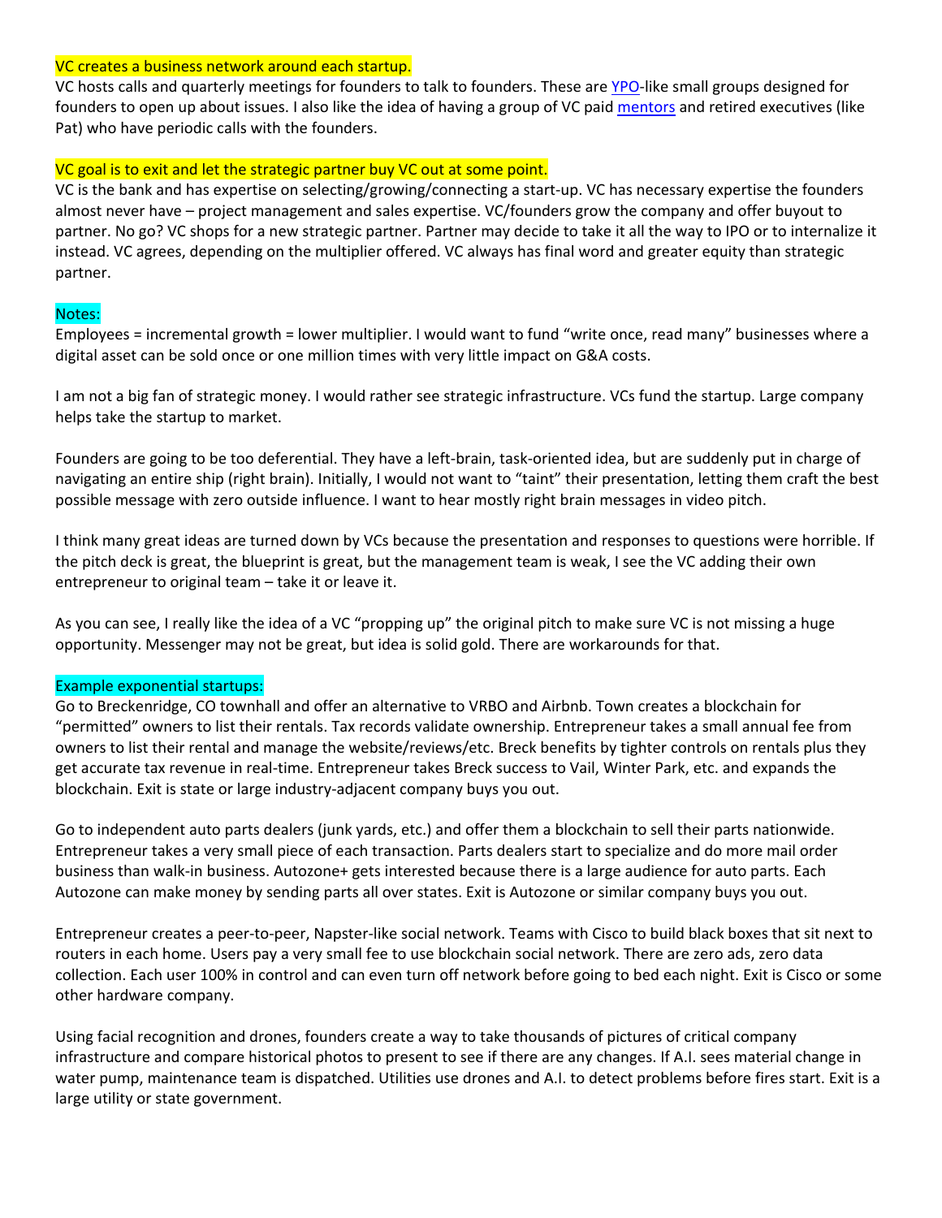VC creates a business network around each startup.

VC hosts calls and quarterly meetings for founders to talk to founders. These are YPO-like small groups designed for founders to open up about issues. I also like the idea of having a group of VC paid mentors and retired executives (like Pat) who have periodic calls with the founders.

VC goal is to exit and let the strategic partner buy VC out at some point.

VC is the bank and has expertise on selecting/growing/connecting a start-up. VC has necessary expertise the founders almost never have – project management and sales expertise. VC/founders grow the company and offer buyout to partner. No go? VC shops for a new strategic partner. Partner may decide to take it all the way to IPO or to internalize it instead. VC agrees, depending on the multiplier offered. VC always has final word and greater equity than strategic partner.

Notes:

Employees = incremental growth = lower multiplier. I would want to fund "write once, read many" businesses where a digital asset can be sold once or one million times with very little impact on G&A costs.

I am not a big fan of strategic money. I would rather see strategic infrastructure. VCs fund the startup. Large company helps take the startup to market.

Founders are going to be too deferential. They have a left-brain, task-oriented idea, but are suddenly put in charge of navigating an entire ship (right brain). Initially, I would not want to "taint" their presentation, letting them craft the best possible message with zero outside influence. I want to hear mostly right brain messages in video pitch.

I think many great ideas are turned down by VCs because the presentation and responses to questions were horrible. If the pitch deck is great, the blueprint is great, but the management team is weak, I see the VC adding their own entrepreneur to original team – take it or leave it.

As you can see, I really like the idea of a VC "propping up" the original pitch to make sure VC is not missing a huge opportunity. Messenger may not be great, but idea is solid gold. There are workarounds for that.

Example exponential startups:

Go to Breckenridge, CO townhall and offer an alternative to VRBO and Airbnb. Town creates a blockchain for "permitted" owners to list their rentals. Tax records validate ownership. Entrepreneur takes a small annual fee from owners to list their rental and manage the website/reviews/etc. Breck benefits by tighter controls on rentals plus they get accurate tax revenue in real-time. Entrepreneur takes Breck success to Vail, Winter Park, etc. and expands the blockchain. Exit is state or large industry-adjacent company buys you out.

Go to independent auto parts dealers (junk yards, etc.) and offer them a blockchain to sell their parts nationwide. Entrepreneur takes a very small piece of each transaction. Parts dealers start to specialize and do more mail order business than walk-in business. Autozone+ gets interested because there is a large audience for auto parts. Each Autozone can make money by sending parts all over states. Exit is Autozone or similar company buys you out.

Entrepreneur creates a peer-to-peer, Napster-like social network. Teams with Cisco to build black boxes that sit next to routers in each home. Users pay a very small fee to use blockchain social network. There are zero ads, zero data collection. Each user 100% in control and can even turn off network before going to bed each night. Exit is Cisco or some other hardware company.

Using facial recognition and drones, founders create a way to take thousands of pictures of critical company infrastructure and compare historical photos to present to see if there are any changes. If A.I. sees material change in water pump, maintenance team is dispatched. Utilities use drones and A.I. to detect problems before fires start. Exit is a large utility or state government.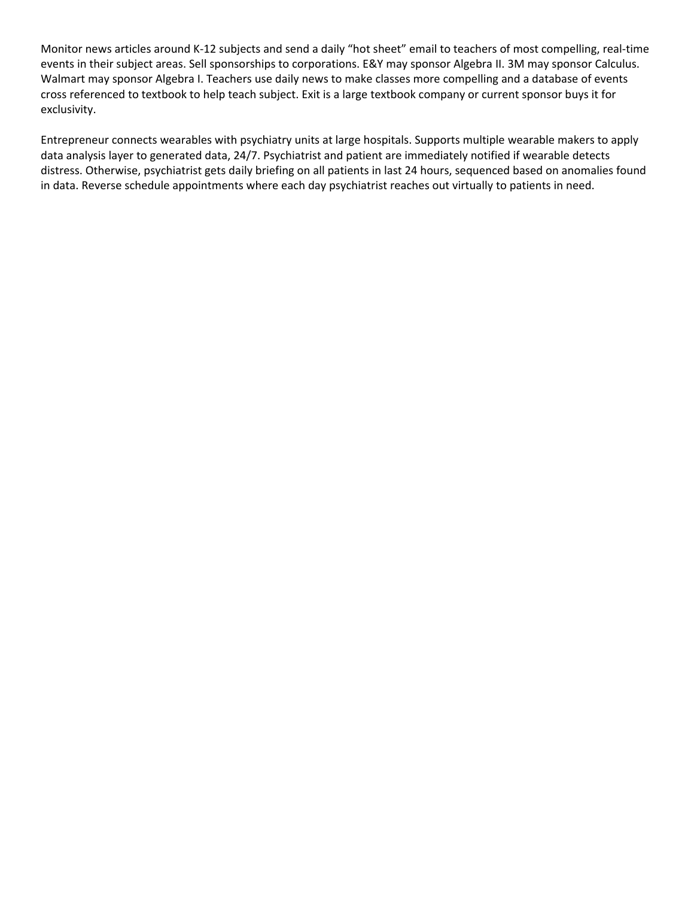Monitor news articles around K-12 subjects and send a daily "hot sheet" email to teachers of most compelling, real-time events in their subject areas. Sell sponsorships to corporations. E&Y may sponsor Algebra II. 3M may sponsor Calculus. Walmart may sponsor Algebra I. Teachers use daily news to make classes more compelling and a database of events cross referenced to textbook to help teach subject. Exit is a large textbook company or current sponsor buys it for exclusivity.

Entrepreneur connects wearables with psychiatry units at large hospitals. Supports multiple wearable makers to apply data analysis layer to generated data, 24/7. Psychiatrist and patient are immediately notified if wearable detects distress. Otherwise, psychiatrist gets daily briefing on all patients in last 24 hours, sequenced based on anomalies found in data. Reverse schedule appointments where each day psychiatrist reaches out virtually to patients in need.